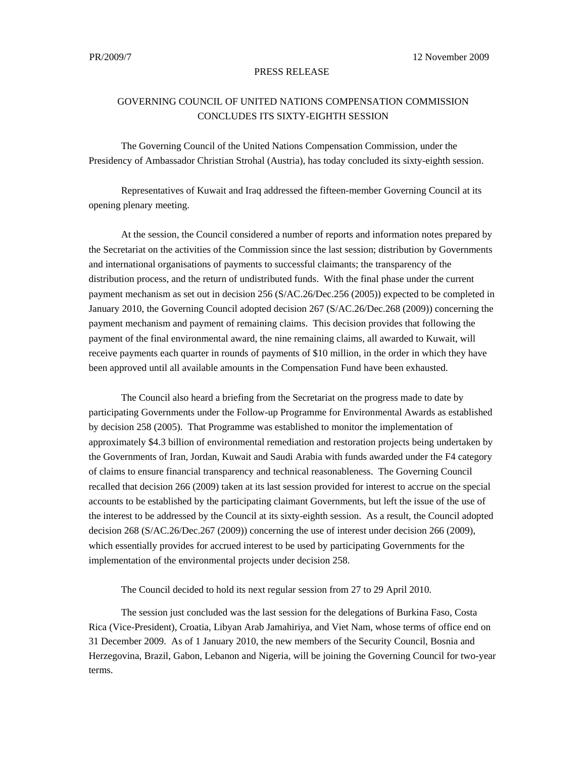PR/2009/7 12 November 2009

PRESS RELEASE

# GOVERNING COUNCIL OF UNITED NATIONS COMPENSATION COMMISSION CONCLUDES ITS SIXTY-EIGHTH SESSION

The Governing Council of the United Nations Compensation Commission, under the Presidency of Ambassador Christian Strohal (Austria), has today concluded its sixty-eighth session.

Representatives of Kuwait and Iraq addressed the fifteen-member Governing Council at its opening plenary meeting.

At the session, the Council considered a number of reports and information notes prepared by the Secretariat on the activities of the Commission since the last session; distribution by Governments and international organisations of payments to successful claimants; the transparency of the distribution process, and the return of undistributed funds. With the final phase under the current payment mechanism as set out in decision 256 (S/AC.26/Dec.256 (2005)) expected to be completed in January 2010, the Governing Council adopted decision 267 (S/AC.26/Dec.268 (2009)) concerning the payment mechanism and payment of remaining claims. This decision provides that following the payment of the final environmental award, the nine remaining claims, all awarded to Kuwait, will receive payments each quarter in rounds of payments of $10 million, in the order in which they have been approved until all available amounts in the Compensation Fund have been exhausted.

The Council also heard a briefing from the Secretariat on the progress made to date by participating Governments under the Follow-up Programme for Environmental Awards as established by decision 258 (2005). That Programme was established to monitor the implementation of approximately $4.3 billion of environmental remediation and restoration projects being undertaken by the Governments of Iran, Jordan, Kuwait and Saudi Arabia with funds awarded under the F4 category of claims to ensure financial transparency and technical reasonableness. The Governing Council recalled that decision 266 (2009) taken at its last session provided for interest to accrue on the special accounts to be established by the participating claimant Governments, but left the issue of the use of the interest to be addressed by the Council at its sixty-eighth session. As a result, the Council adopted decision 268 (S/AC.26/Dec.267 (2009)) concerning the use of interest under decision 266 (2009), which essentially provides for accrued interest to be used by participating Governments for the implementation of the environmental projects under decision 258.

The Council decided to hold its next regular session from 27 to 29 April 2010.

The session just concluded was the last session for the delegations of Burkina Faso, Costa Rica (Vice-President), Croatia, Libyan Arab Jamahiriya, and Viet Nam, whose terms of office end on 31 December 2009. As of 1 January 2010, the new members of the Security Council, Bosnia and Herzegovina, Brazil, Gabon, Lebanon and Nigeria, will be joining the Governing Council for two-year terms.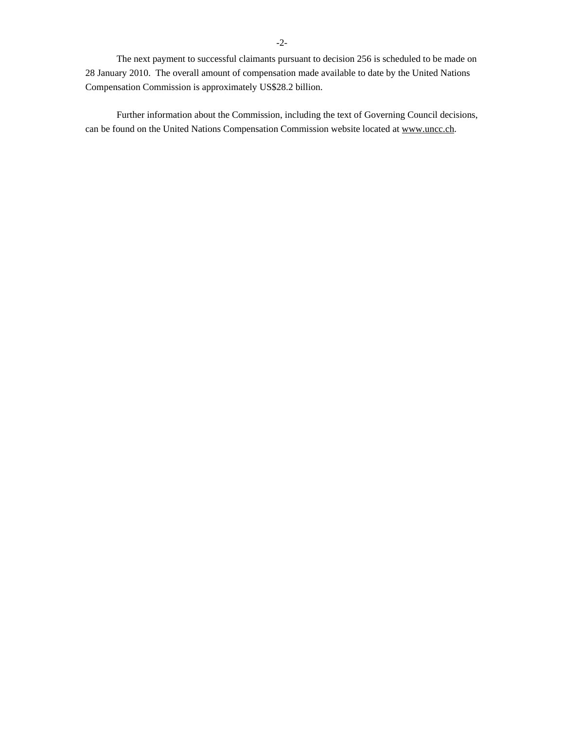The next payment to successful claimants pursuant to decision 256 is scheduled to be made on 28 January 2010. The overall amount of compensation made available to date by the United Nations Compensation Commission is approximately US$28.2 billion.

Further information about the Commission, including the text of Governing Council decisions, can be found on the United Nations Compensation Commission website located at www.uncc.ch.